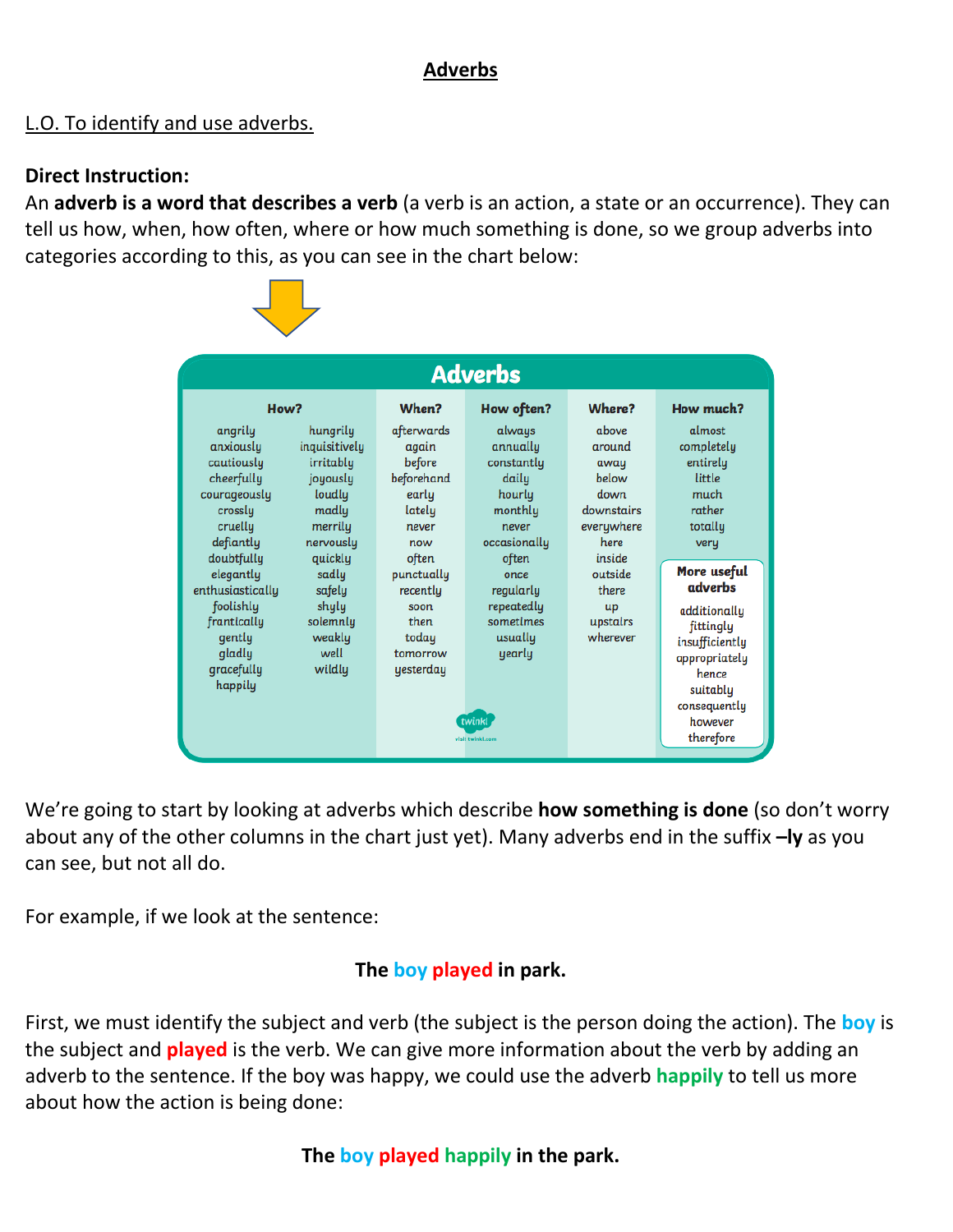# Adverbs

L.O. To identify and use adverbs.

**Direct Instruction:**

An **adverb is a word that describes a verb** (a verb is an action, a state or an occurrence). They can tell us how, when, how often, where or how much something is done, so we group adverbs into categories according to this, as you can see in the chart below:

## Adverbs

| How? | | When? | How often? | Where? | How much? |
|---|---|---|---|---|---|
| angrily | hungrily | afterwards | always | above | almost |
| anxiously | inquisitively | again | annually | around | completely |
| cautiously | irritably | before | constantly | away | entirely |
| cheerfully | joyously | beforehand | daily | below | little |
| courageously | loudly | early | hourly | down | much |
| crossly | madly | lately | monthly | downstairs | rather |
| cruelly | merrily | never | never | everywhere | totally |
| defiantly | nervously | now | occasionally | here | very |
| doubtfully | quickly | often | often | inside | |
| elegantly | sadly | punctually | once | outside | |
| enthusiastically | safely | recently | regularly | there | |
| foolishly | shyly | soon | repeatedly | up | |
| frantically | solemnly | then | sometimes | upstairs | |
| gently | weakly | today | usually | wherever | |
| gladly | well | tomorrow | yearly | | |
| gracefully | wildly | yesterday | | | |
| happily | | | | | |

**More useful adverbs**

additionally, fittingly, insufficiently, appropriately, hence, suitably, consequently, however, therefore

We're going to start by looking at adverbs which describe **how something is done** (so don't worry about any of the other columns in the chart just yet). Many adverbs end in the suffix **–ly** as you can see, but not all do.

For example, if we look at the sentence:

**The boy played in park.**

First, we must identify the subject and verb (the subject is the person doing the action). The **boy** is the subject and **played** is the verb. We can give more information about the verb by adding an adverb to the sentence. If the boy was happy, we could use the adverb **happily** to tell us more about how the action is being done:

**The boy played happily in the park.**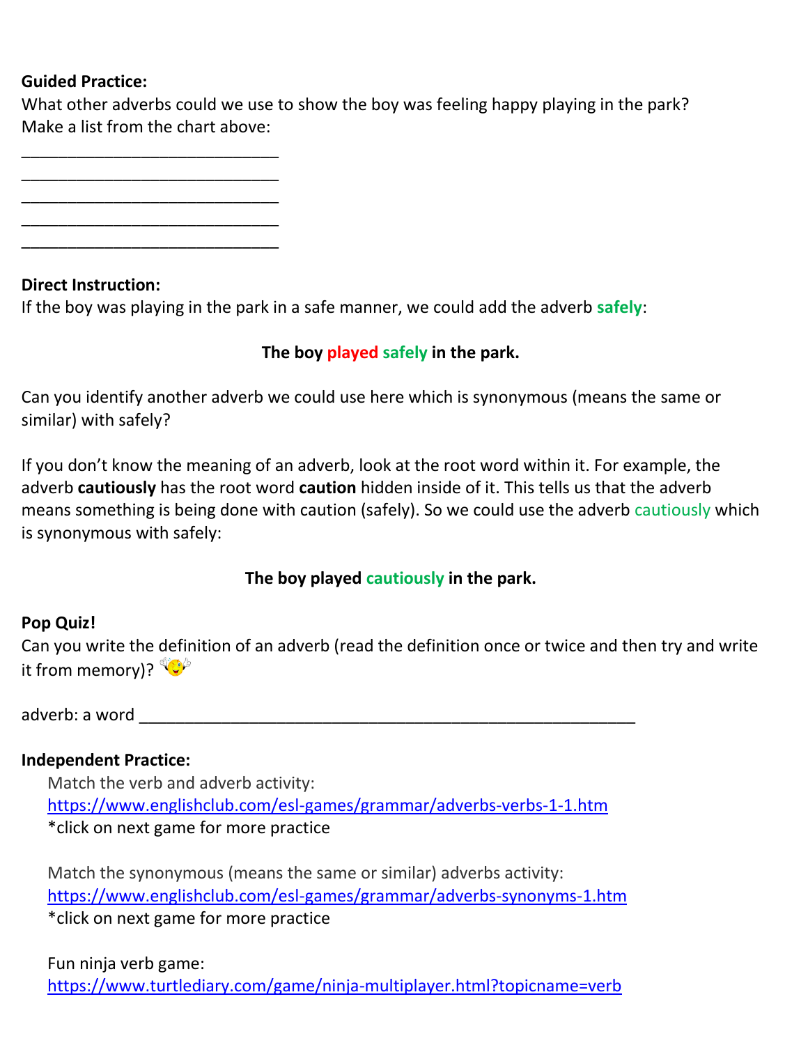**Guided Practice:**
What other adverbs could we use to show the boy was feeling happy playing in the park? Make a list from the chart above:

____________________________
____________________________
____________________________
____________________________
____________________________

**Direct Instruction:**
If the boy was playing in the park in a safe manner, we could add the adverb **safely**:

**The boy played safely in the park.**

Can you identify another adverb we could use here which is synonymous (means the same or similar) with safely?

If you don't know the meaning of an adverb, look at the root word within it. For example, the adverb **cautiously** has the root word **caution** hidden inside of it. This tells us that the adverb means something is being done with caution (safely). So we could use the adverb cautiously which is synonymous with safely:

**The boy played cautiously in the park.**

**Pop Quiz!**
Can you write the definition of an adverb (read the definition once or twice and then try and write it from memory)?

adverb: a word ______________________________________________________

**Independent Practice:**

Match the verb and adverb activity:
https://www.englishclub.com/esl-games/grammar/adverbs-verbs-1-1.htm
*click on next game for more practice

Match the synonymous (means the same or similar) adverbs activity:
https://www.englishclub.com/esl-games/grammar/adverbs-synonyms-1.htm
*click on next game for more practice

Fun ninja verb game:
https://www.turtlediary.com/game/ninja-multiplayer.html?topicname=verb